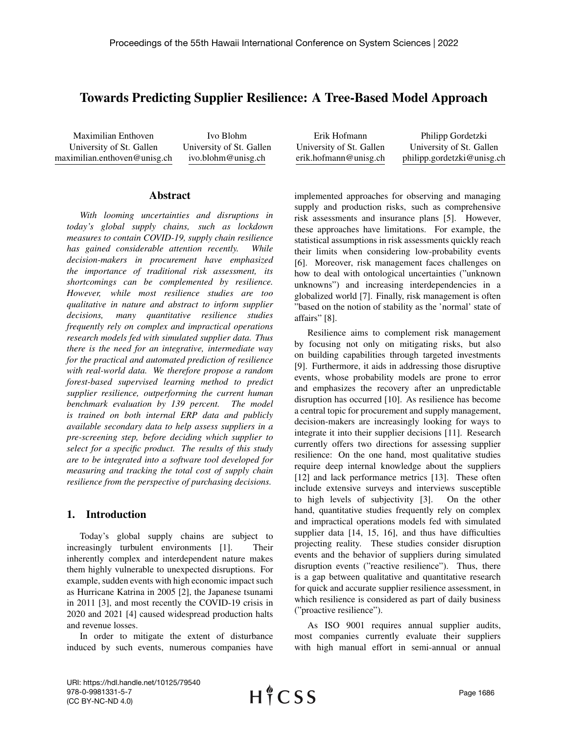# Towards Predicting Supplier Resilience: A Tree-Based Model Approach

Maximilian Enthoven
University of St. Gallen
maximilian.enthoven@unisg.ch

Ivo Blohm
University of St. Gallen
ivo.blohm@unisg.ch

Erik Hofmann
University of St. Gallen
erik.hofmann@unisg.ch

Philipp Gordetzki
University of St. Gallen
philipp.gordetzki@unisg.ch

## Abstract

*With looming uncertainties and disruptions in today's global supply chains, such as lockdown measures to contain COVID-19, supply chain resilience has gained considerable attention recently. While decision-makers in procurement have emphasized the importance of traditional risk assessment, its shortcomings can be complemented by resilience. However, while most resilience studies are too qualitative in nature and abstract to inform supplier decisions, many quantitative resilience studies frequently rely on complex and impractical operations research models fed with simulated supplier data. Thus there is the need for an integrative, intermediate way for the practical and automated prediction of resilience with real-world data. We therefore propose a random forest-based supervised learning method to predict supplier resilience, outperforming the current human benchmark evaluation by 139 percent. The model is trained on both internal ERP data and publicly available secondary data to help assess suppliers in a pre-screening step, before deciding which supplier to select for a specific product. The results of this study are to be integrated into a software tool developed for measuring and tracking the total cost of supply chain resilience from the perspective of purchasing decisions.*

## 1. Introduction

Today's global supply chains are subject to increasingly turbulent environments [1]. Their inherently complex and interdependent nature makes them highly vulnerable to unexpected disruptions. For example, sudden events with high economic impact such as Hurricane Katrina in 2005 [2], the Japanese tsunami in 2011 [3], and most recently the COVID-19 crisis in 2020 and 2021 [4] caused widespread production halts and revenue losses.

In order to mitigate the extent of disturbance induced by such events, numerous companies have implemented approaches for observing and managing supply and production risks, such as comprehensive risk assessments and insurance plans [5]. However, these approaches have limitations. For example, the statistical assumptions in risk assessments quickly reach their limits when considering low-probability events [6]. Moreover, risk management faces challenges on how to deal with ontological uncertainties ("unknown unknowns") and increasing interdependencies in a globalized world [7]. Finally, risk management is often "based on the notion of stability as the 'normal' state of affairs" [8].

Resilience aims to complement risk management by focusing not only on mitigating risks, but also on building capabilities through targeted investments [9]. Furthermore, it aids in addressing those disruptive events, whose probability models are prone to error and emphasizes the recovery after an unpredictable disruption has occurred [10]. As resilience has become a central topic for procurement and supply management, decision-makers are increasingly looking for ways to integrate it into their supplier decisions [11]. Research currently offers two directions for assessing supplier resilience: On the one hand, most qualitative studies require deep internal knowledge about the suppliers [12] and lack performance metrics [13]. These often include extensive surveys and interviews susceptible to high levels of subjectivity [3]. On the other hand, quantitative studies frequently rely on complex and impractical operations models fed with simulated supplier data [14, 15, 16], and thus have difficulties projecting reality. These studies consider disruption events and the behavior of suppliers during simulated disruption events ("reactive resilience"). Thus, there is a gap between qualitative and quantitative research for quick and accurate supplier resilience assessment, in which resilience is considered as part of daily business ("proactive resilience").

As ISO 9001 requires annual supplier audits, most companies currently evaluate their suppliers with high manual effort in semi-annual or annual

URI: https://hdl.handle.net/10125/79540
978-0-9981331-5-7
(CC BY-NC-ND 4.0)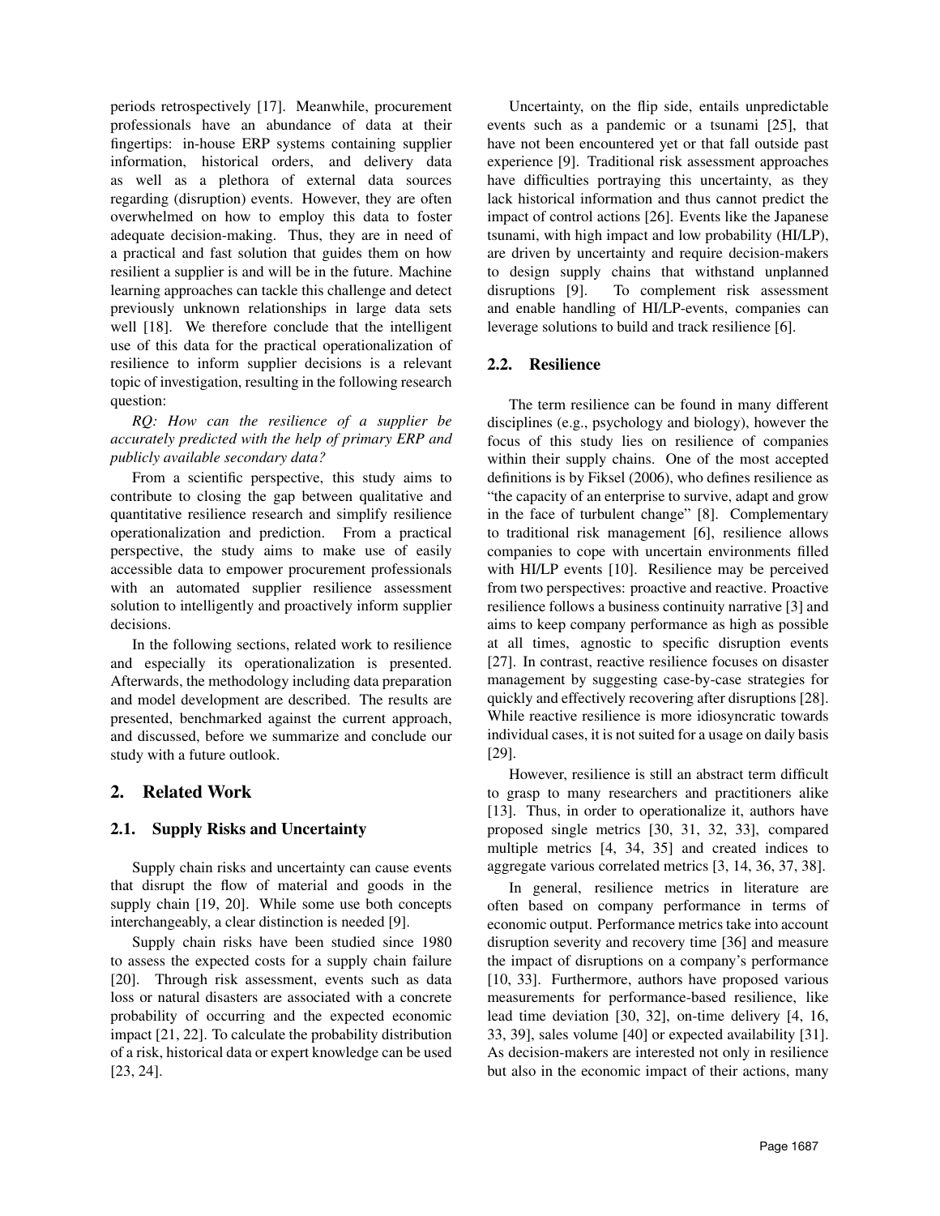periods retrospectively [17]. Meanwhile, procurement professionals have an abundance of data at their fingertips: in-house ERP systems containing supplier information, historical orders, and delivery data as well as a plethora of external data sources regarding (disruption) events. However, they are often overwhelmed on how to employ this data to foster adequate decision-making. Thus, they are in need of a practical and fast solution that guides them on how resilient a supplier is and will be in the future. Machine learning approaches can tackle this challenge and detect previously unknown relationships in large data sets well [18]. We therefore conclude that the intelligent use of this data for the practical operationalization of resilience to inform supplier decisions is a relevant topic of investigation, resulting in the following research question:

*RQ: How can the resilience of a supplier be accurately predicted with the help of primary ERP and publicly available secondary data?*

From a scientific perspective, this study aims to contribute to closing the gap between qualitative and quantitative resilience research and simplify resilience operationalization and prediction. From a practical perspective, the study aims to make use of easily accessible data to empower procurement professionals with an automated supplier resilience assessment solution to intelligently and proactively inform supplier decisions.

In the following sections, related work to resilience and especially its operationalization is presented. Afterwards, the methodology including data preparation and model development are described. The results are presented, benchmarked against the current approach, and discussed, before we summarize and conclude our study with a future outlook.

## 2. Related Work

### 2.1. Supply Risks and Uncertainty

Supply chain risks and uncertainty can cause events that disrupt the flow of material and goods in the supply chain [19, 20]. While some use both concepts interchangeably, a clear distinction is needed [9].

Supply chain risks have been studied since 1980 to assess the expected costs for a supply chain failure [20]. Through risk assessment, events such as data loss or natural disasters are associated with a concrete probability of occurring and the expected economic impact [21, 22]. To calculate the probability distribution of a risk, historical data or expert knowledge can be used [23, 24].

Uncertainty, on the flip side, entails unpredictable events such as a pandemic or a tsunami [25], that have not been encountered yet or that fall outside past experience [9]. Traditional risk assessment approaches have difficulties portraying this uncertainty, as they lack historical information and thus cannot predict the impact of control actions [26]. Events like the Japanese tsunami, with high impact and low probability (HI/LP), are driven by uncertainty and require decision-makers to design supply chains that withstand unplanned disruptions [9]. To complement risk assessment and enable handling of HI/LP-events, companies can leverage solutions to build and track resilience [6].

### 2.2. Resilience

The term resilience can be found in many different disciplines (e.g., psychology and biology), however the focus of this study lies on resilience of companies within their supply chains. One of the most accepted definitions is by Fiksel (2006), who defines resilience as "the capacity of an enterprise to survive, adapt and grow in the face of turbulent change" [8]. Complementary to traditional risk management [6], resilience allows companies to cope with uncertain environments filled with HI/LP events [10]. Resilience may be perceived from two perspectives: proactive and reactive. Proactive resilience follows a business continuity narrative [3] and aims to keep company performance as high as possible at all times, agnostic to specific disruption events [27]. In contrast, reactive resilience focuses on disaster management by suggesting case-by-case strategies for quickly and effectively recovering after disruptions [28]. While reactive resilience is more idiosyncratic towards individual cases, it is not suited for a usage on daily basis [29].

However, resilience is still an abstract term difficult to grasp to many researchers and practitioners alike [13]. Thus, in order to operationalize it, authors have proposed single metrics [30, 31, 32, 33], compared multiple metrics [4, 34, 35] and created indices to aggregate various correlated metrics [3, 14, 36, 37, 38].

In general, resilience metrics in literature are often based on company performance in terms of economic output. Performance metrics take into account disruption severity and recovery time [36] and measure the impact of disruptions on a company's performance [10, 33]. Furthermore, authors have proposed various measurements for performance-based resilience, like lead time deviation [30, 32], on-time delivery [4, 16, 33, 39], sales volume [40] or expected availability [31]. As decision-makers are interested not only in resilience but also in the economic impact of their actions, many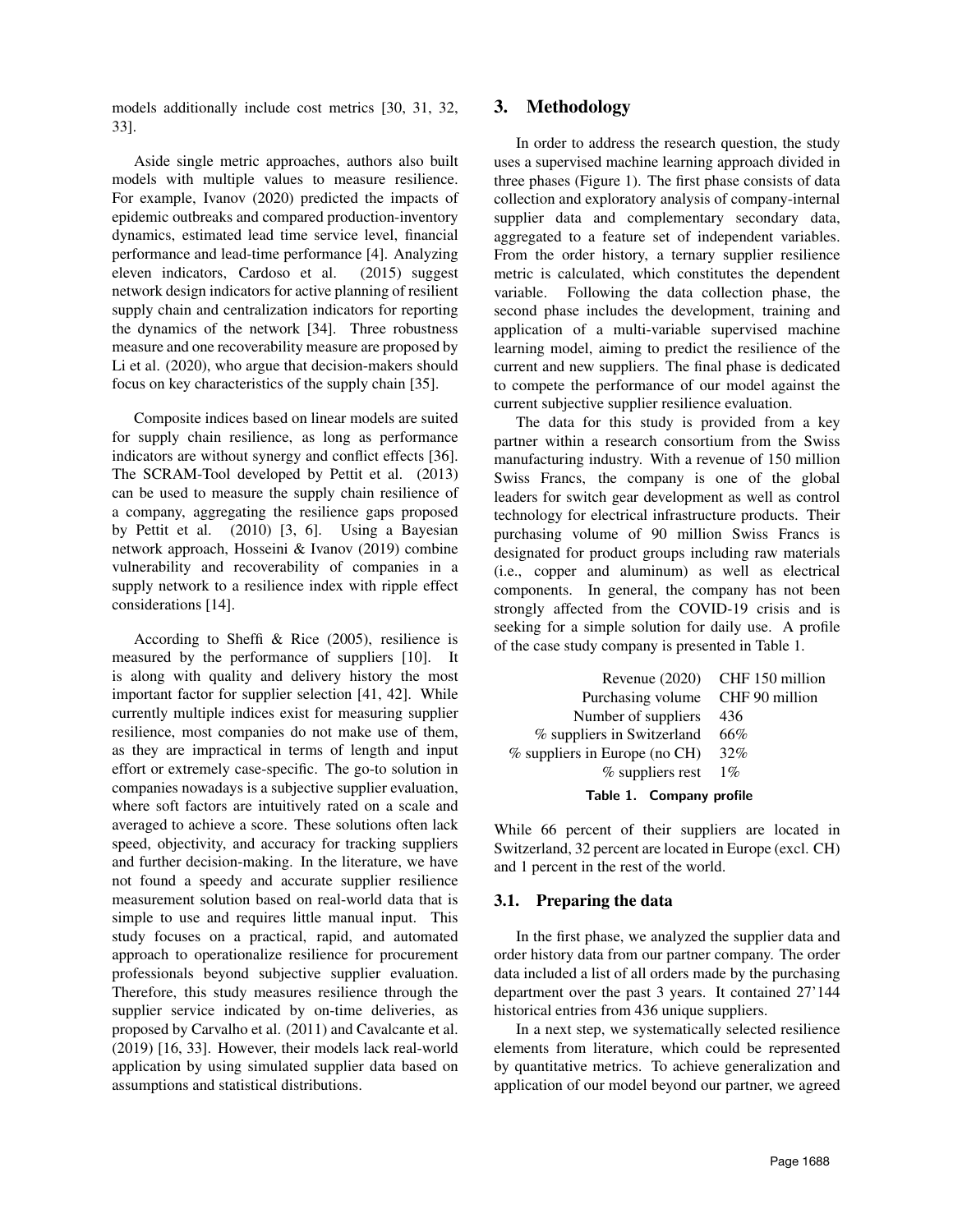models additionally include cost metrics [30, 31, 32, 33].

Aside single metric approaches, authors also built models with multiple values to measure resilience. For example, Ivanov (2020) predicted the impacts of epidemic outbreaks and compared production-inventory dynamics, estimated lead time service level, financial performance and lead-time performance [4]. Analyzing eleven indicators, Cardoso et al. (2015) suggest network design indicators for active planning of resilient supply chain and centralization indicators for reporting the dynamics of the network [34]. Three robustness measure and one recoverability measure are proposed by Li et al. (2020), who argue that decision-makers should focus on key characteristics of the supply chain [35].

Composite indices based on linear models are suited for supply chain resilience, as long as performance indicators are without synergy and conflict effects [36]. The SCRAM-Tool developed by Pettit et al. (2013) can be used to measure the supply chain resilience of a company, aggregating the resilience gaps proposed by Pettit et al. (2010) [3, 6]. Using a Bayesian network approach, Hosseini & Ivanov (2019) combine vulnerability and recoverability of companies in a supply network to a resilience index with ripple effect considerations [14].

According to Sheffi & Rice (2005), resilience is measured by the performance of suppliers [10]. It is along with quality and delivery history the most important factor for supplier selection [41, 42]. While currently multiple indices exist for measuring supplier resilience, most companies do not make use of them, as they are impractical in terms of length and input effort or extremely case-specific. The go-to solution in companies nowadays is a subjective supplier evaluation, where soft factors are intuitively rated on a scale and averaged to achieve a score. These solutions often lack speed, objectivity, and accuracy for tracking suppliers and further decision-making. In the literature, we have not found a speedy and accurate supplier resilience measurement solution based on real-world data that is simple to use and requires little manual input. This study focuses on a practical, rapid, and automated approach to operationalize resilience for procurement professionals beyond subjective supplier evaluation. Therefore, this study measures resilience through the supplier service indicated by on-time deliveries, as proposed by Carvalho et al. (2011) and Cavalcante et al. (2019) [16, 33]. However, their models lack real-world application by using simulated supplier data based on assumptions and statistical distributions.

## 3. Methodology

In order to address the research question, the study uses a supervised machine learning approach divided in three phases (Figure 1). The first phase consists of data collection and exploratory analysis of company-internal supplier data and complementary secondary data, aggregated to a feature set of independent variables. From the order history, a ternary supplier resilience metric is calculated, which constitutes the dependent variable. Following the data collection phase, the second phase includes the development, training and application of a multi-variable supervised machine learning model, aiming to predict the resilience of the current and new suppliers. The final phase is dedicated to compete the performance of our model against the current subjective supplier resilience evaluation.

The data for this study is provided from a key partner within a research consortium from the Swiss manufacturing industry. With a revenue of 150 million Swiss Francs, the company is one of the global leaders for switch gear development as well as control technology for electrical infrastructure products. Their purchasing volume of 90 million Swiss Francs is designated for product groups including raw materials (i.e., copper and aluminum) as well as electrical components. In general, the company has not been strongly affected from the COVID-19 crisis and is seeking for a simple solution for daily use. A profile of the case study company is presented in Table 1.

| | |
|---|---|
| Revenue (2020) | CHF 150 million |
| Purchasing volume | CHF 90 million |
| Number of suppliers | 436 |
| % suppliers in Switzerland | 66% |
| % suppliers in Europe (no CH) | 32% |
| % suppliers rest | 1% |

**Table 1. Company profile**

While 66 percent of their suppliers are located in Switzerland, 32 percent are located in Europe (excl. CH) and 1 percent in the rest of the world.

### 3.1. Preparing the data

In the first phase, we analyzed the supplier data and order history data from our partner company. The order data included a list of all orders made by the purchasing department over the past 3 years. It contained 27'144 historical entries from 436 unique suppliers.

In a next step, we systematically selected resilience elements from literature, which could be represented by quantitative metrics. To achieve generalization and application of our model beyond our partner, we agreed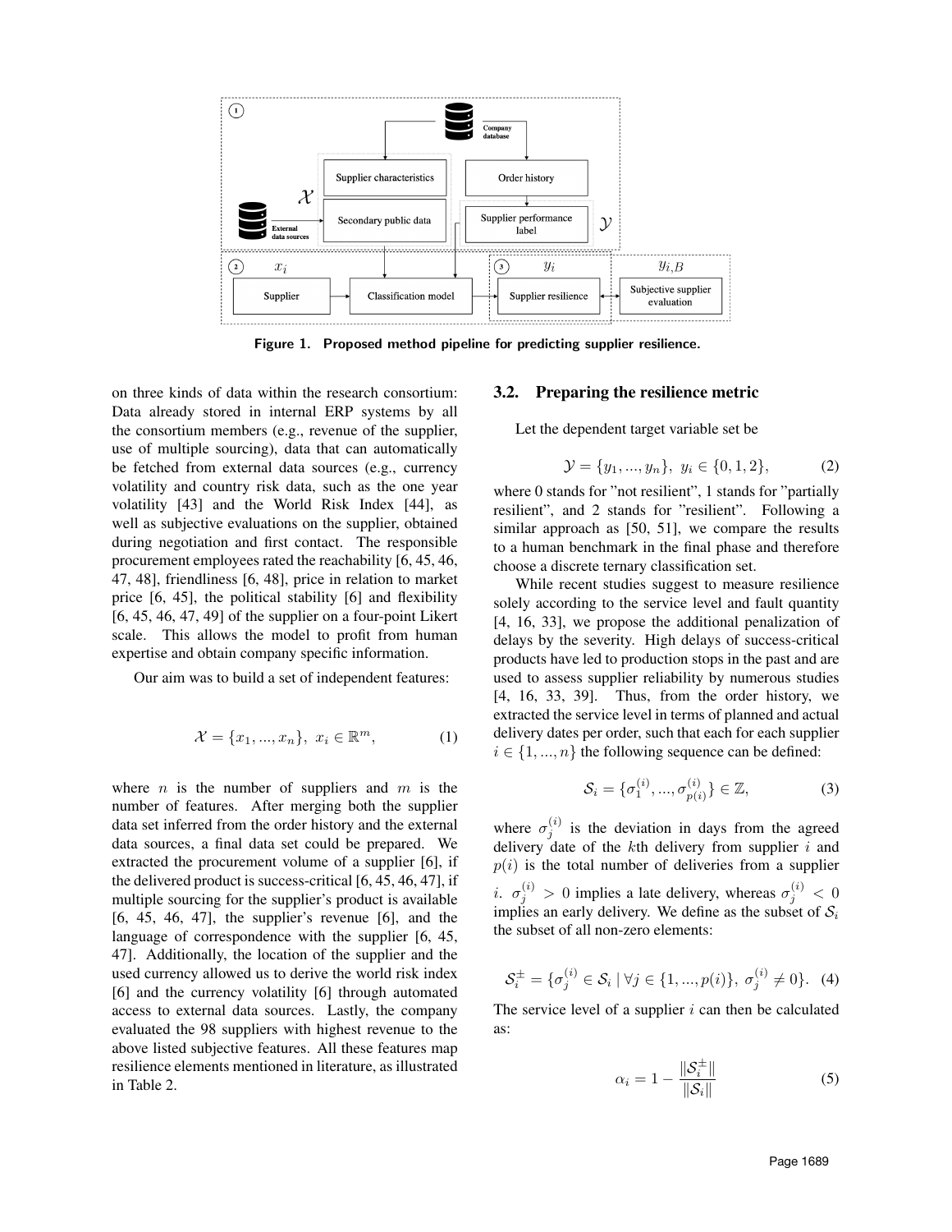Figure 1. Proposed method pipeline for predicting supplier resilience.

on three kinds of data within the research consortium: Data already stored in internal ERP systems by all the consortium members (e.g., revenue of the supplier, use of multiple sourcing), data that can automatically be fetched from external data sources (e.g., currency volatility and country risk data, such as the one year volatility [43] and the World Risk Index [44], as well as subjective evaluations on the supplier, obtained during negotiation and first contact. The responsible procurement employees rated the reachability [6, 45, 46, 47, 48], friendliness [6, 48], price in relation to market price [6, 45], the political stability [6] and flexibility [6, 45, 46, 47, 49] of the supplier on a four-point Likert scale. This allows the model to profit from human expertise and obtain company specific information.

Our aim was to build a set of independent features:

$$\mathcal{X} = \{x_1, ..., x_n\},\ x_i \in \mathbb{R}^m, \tag{1}$$

where $n$ is the number of suppliers and $m$ is the number of features. After merging both the supplier data set inferred from the order history and the external data sources, a final data set could be prepared. We extracted the procurement volume of a supplier [6], if the delivered product is success-critical [6, 45, 46, 47], if multiple sourcing for the supplier's product is available [6, 45, 46, 47], the supplier's revenue [6], and the language of correspondence with the supplier [6, 45, 47]. Additionally, the location of the supplier and the used currency allowed us to derive the world risk index [6] and the currency volatility [6] through automated access to external data sources. Lastly, the company evaluated the 98 suppliers with highest revenue to the above listed subjective features. All these features map resilience elements mentioned in literature, as illustrated in Table 2.

## 3.2. Preparing the resilience metric

Let the dependent target variable set be

$$\mathcal{Y} = \{y_1, ..., y_n\},\ y_i \in \{0, 1, 2\}, \tag{2}$$

where 0 stands for "not resilient", 1 stands for "partially resilient", and 2 stands for "resilient". Following a similar approach as [50, 51], we compare the results to a human benchmark in the final phase and therefore choose a discrete ternary classification set.

While recent studies suggest to measure resilience solely according to the service level and fault quantity [4, 16, 33], we propose the additional penalization of delays by the severity. High delays of success-critical products have led to production stops in the past and are used to assess supplier reliability by numerous studies [4, 16, 33, 39]. Thus, from the order history, we extracted the service level in terms of planned and actual delivery dates per order, such that each for each supplier $i \in \{1, ..., n\}$ the following sequence can be defined:

$$\mathcal{S}_i = \{\sigma_1^{(i)}, ..., \sigma_{p(i)}^{(i)}\} \in \mathbb{Z}, \tag{3}$$

where $\sigma_j^{(i)}$ is the deviation in days from the agreed delivery date of the $k$th delivery from supplier $i$ and $p(i)$ is the total number of deliveries from a supplier $i$. $\sigma_j^{(i)} > 0$ implies a late delivery, whereas $\sigma_j^{(i)} < 0$ implies an early delivery. We define as the subset of $\mathcal{S}_i$ the subset of all non-zero elements:

$$\mathcal{S}_i^{\pm} = \{\sigma_j^{(i)} \in \mathcal{S}_i \mid \forall j \in \{1, ..., p(i)\},\ \sigma_j^{(i)} \neq 0\}. \tag{4}$$

The service level of a supplier $i$ can then be calculated as:

$$\alpha_i = 1 - \frac{\|\mathcal{S}_i^{\pm}\|}{\|\mathcal{S}_i\|} \tag{5}$$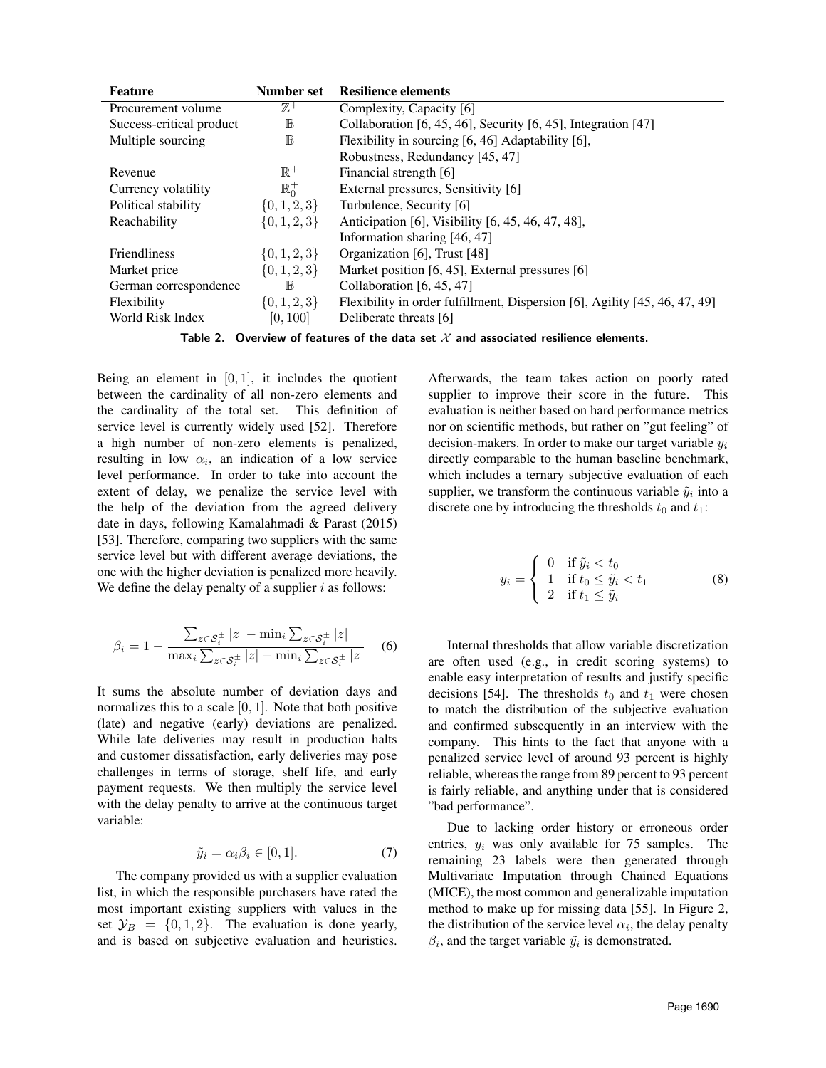| Feature | Number set | Resilience elements |
|---|---|---|
| Procurement volume | $\mathbb{Z}^+$ | Complexity, Capacity [6] |
| Success-critical product | $\mathbb{B}$ | Collaboration [6, 45, 46], Security [6, 45], Integration [47] |
| Multiple sourcing | $\mathbb{B}$ | Flexibility in sourcing [6, 46] Adaptability [6], Robustness, Redundancy [45, 47] |
| Revenue | $\mathbb{R}^+$ | Financial strength [6] |
| Currency volatility | $\mathbb{R}_0^+$ | External pressures, Sensitivity [6] |
| Political stability | $\{0, 1, 2, 3\}$ | Turbulence, Security [6] |
| Reachability | $\{0, 1, 2, 3\}$ | Anticipation [6], Visibility [6, 45, 46, 47, 48], Information sharing [46, 47] |
| Friendliness | $\{0, 1, 2, 3\}$ | Organization [6], Trust [48] |
| Market price | $\{0, 1, 2, 3\}$ | Market position [6, 45], External pressures [6] |
| German correspondence | $\mathbb{B}$ | Collaboration [6, 45, 47] |
| Flexibility | $\{0, 1, 2, 3\}$ | Flexibility in order fulfillment, Dispersion [6], Agility [45, 46, 47, 49] |
| World Risk Index | $[0, 100]$ | Deliberate threats [6] |

**Table 2. Overview of features of the data set $\mathcal{X}$ and associated resilience elements.**

Being an element in $[0, 1]$, it includes the quotient between the cardinality of all non-zero elements and the cardinality of the total set. This definition of service level is currently widely used [52]. Therefore a high number of non-zero elements is penalized, resulting in low $\alpha_i$, an indication of a low service level performance. In order to take into account the extent of delay, we penalize the service level with the help of the deviation from the agreed delivery date in days, following Kamalahmadi & Parast (2015) [53]. Therefore, comparing two suppliers with the same service level but with different average deviations, the one with the higher deviation is penalized more heavily. We define the delay penalty of a supplier $i$ as follows:

$$\beta_i = 1 - \frac{\sum_{z \in \mathcal{S}_i^{\pm}} |z| - \min_i \sum_{z \in \mathcal{S}_i^{\pm}} |z|}{\max_i \sum_{z \in \mathcal{S}_i^{\pm}} |z| - \min_i \sum_{z \in \mathcal{S}_i^{\pm}} |z|} \quad (6)$$

It sums the absolute number of deviation days and normalizes this to a scale $[0, 1]$. Note that both positive (late) and negative (early) deviations are penalized. While late deliveries may result in production halts and customer dissatisfaction, early deliveries may pose challenges in terms of storage, shelf life, and early payment requests. We then multiply the service level with the delay penalty to arrive at the continuous target variable:

$$\tilde{y}_i = \alpha_i \beta_i \in [0, 1]. \quad (7)$$

The company provided us with a supplier evaluation list, in which the responsible purchasers have rated the most important existing suppliers with values in the set $\mathcal{Y}_B = \{0, 1, 2\}$. The evaluation is done yearly, and is based on subjective evaluation and heuristics. Afterwards, the team takes action on poorly rated supplier to improve their score in the future. This evaluation is neither based on hard performance metrics nor on scientific methods, but rather on "gut feeling" of decision-makers. In order to make our target variable $y_i$ directly comparable to the human baseline benchmark, which includes a ternary subjective evaluation of each supplier, we transform the continuous variable $\tilde{y}_i$ into a discrete one by introducing the thresholds $t_0$ and $t_1$:

$$y_i = \begin{cases} 0 & \text{if } \tilde{y}_i < t_0 \\ 1 & \text{if } t_0 \leq \tilde{y}_i < t_1 \\ 2 & \text{if } t_1 \leq \tilde{y}_i \end{cases} \quad (8)$$

Internal thresholds that allow variable discretization are often used (e.g., in credit scoring systems) to enable easy interpretation of results and justify specific decisions [54]. The thresholds $t_0$ and $t_1$ were chosen to match the distribution of the subjective evaluation and confirmed subsequently in an interview with the company. This hints to the fact that anyone with a penalized service level of around 93 percent is highly reliable, whereas the range from 89 percent to 93 percent is fairly reliable, and anything under that is considered "bad performance".

Due to lacking order history or erroneous order entries, $y_i$ was only available for 75 samples. The remaining 23 labels were then generated through Multivariate Imputation through Chained Equations (MICE), the most common and generalizable imputation method to make up for missing data [55]. In Figure 2, the distribution of the service level $\alpha_i$, the delay penalty $\beta_i$, and the target variable $\tilde{y}_i$ is demonstrated.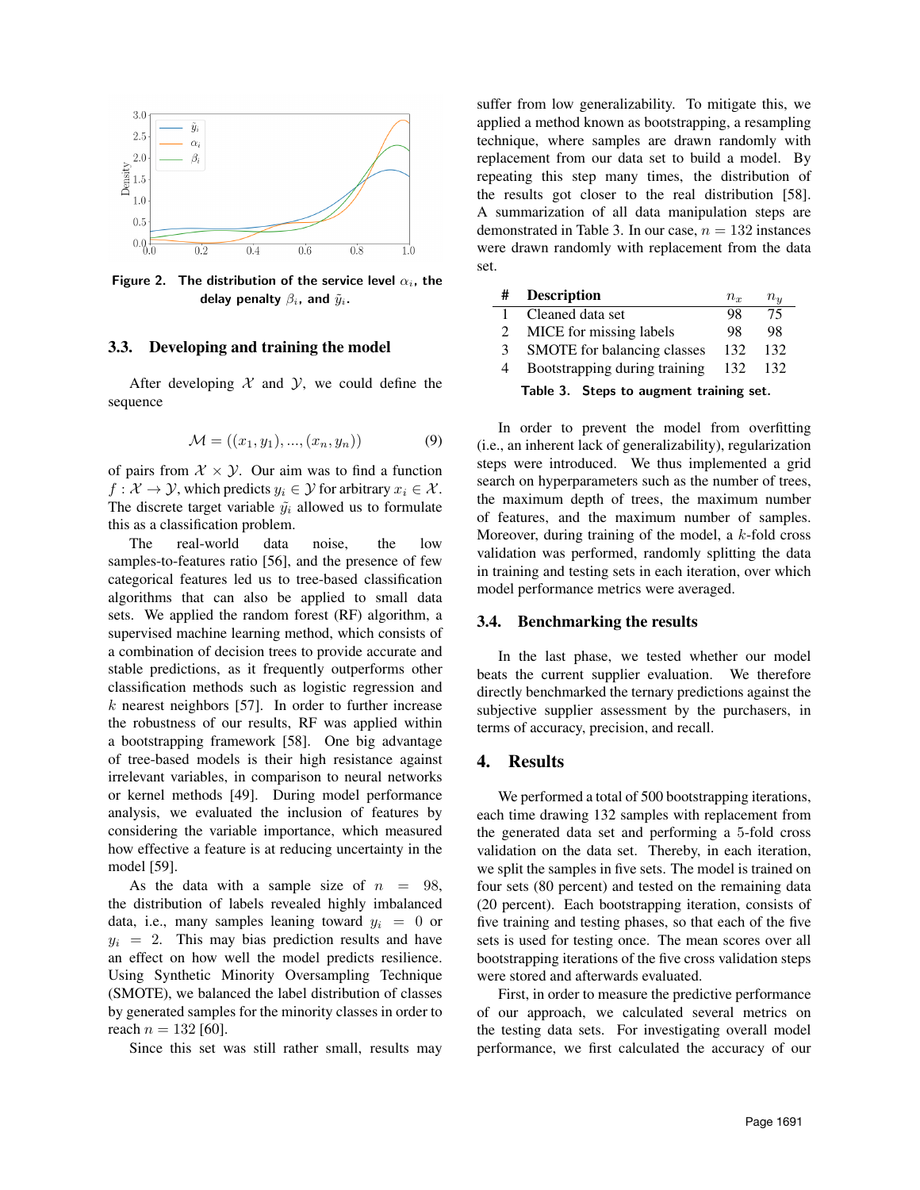Figure 2. The distribution of the service level $\alpha_i$, the delay penalty $\beta_i$, and $\tilde{y}_i$.

### 3.3. Developing and training the model

After developing $\mathcal{X}$ and $\mathcal{Y}$, we could define the sequence

$$\mathcal{M} = ((x_1, y_1), ..., (x_n, y_n)) \tag{9}$$

of pairs from $\mathcal{X} \times \mathcal{Y}$. Our aim was to find a function $f : \mathcal{X} \rightarrow \mathcal{Y}$, which predicts $y_i \in \mathcal{Y}$ for arbitrary $x_i \in \mathcal{X}$. The discrete target variable $\tilde{y}_i$ allowed us to formulate this as a classification problem.

The real-world data noise, the low samples-to-features ratio [56], and the presence of few categorical features led us to tree-based classification algorithms that can also be applied to small data sets. We applied the random forest (RF) algorithm, a supervised machine learning method, which consists of a combination of decision trees to provide accurate and stable predictions, as it frequently outperforms other classification methods such as logistic regression and $k$ nearest neighbors [57]. In order to further increase the robustness of our results, RF was applied within a bootstrapping framework [58]. One big advantage of tree-based models is their high resistance against irrelevant variables, in comparison to neural networks or kernel methods [49]. During model performance analysis, we evaluated the inclusion of features by considering the variable importance, which measured how effective a feature is at reducing uncertainty in the model [59].

As the data with a sample size of $n = 98$, the distribution of labels revealed highly imbalanced data, i.e., many samples leaning toward $y_i = 0$ or $y_i = 2$. This may bias prediction results and have an effect on how well the model predicts resilience. Using Synthetic Minority Oversampling Technique (SMOTE), we balanced the label distribution of classes by generated samples for the minority classes in order to reach $n = 132$ [60].

Since this set was still rather small, results may suffer from low generalizability. To mitigate this, we applied a method known as bootstrapping, a resampling technique, where samples are drawn randomly with replacement from our data set to build a model. By repeating this step many times, the distribution of the results got closer to the real distribution [58]. A summarization of all data manipulation steps are demonstrated in Table 3. In our case, $n = 132$ instances were drawn randomly with replacement from the data set.

| # | Description | $n_x$ | $n_y$ |
|---|---|---|---|
| 1 | Cleaned data set | 98 | 75 |
| 2 | MICE for missing labels | 98 | 98 |
| 3 | SMOTE for balancing classes | 132 | 132 |
| 4 | Bootstrapping during training | 132 | 132 |

Table 3. Steps to augment training set.

In order to prevent the model from overfitting (i.e., an inherent lack of generalizability), regularization steps were introduced. We thus implemented a grid search on hyperparameters such as the number of trees, the maximum depth of trees, the maximum number of features, and the maximum number of samples. Moreover, during training of the model, a $k$-fold cross validation was performed, randomly splitting the data in training and testing sets in each iteration, over which model performance metrics were averaged.

### 3.4. Benchmarking the results

In the last phase, we tested whether our model beats the current supplier evaluation. We therefore directly benchmarked the ternary predictions against the subjective supplier assessment by the purchasers, in terms of accuracy, precision, and recall.

## 4. Results

We performed a total of 500 bootstrapping iterations, each time drawing 132 samples with replacement from the generated data set and performing a 5-fold cross validation on the data set. Thereby, in each iteration, we split the samples in five sets. The model is trained on four sets (80 percent) and tested on the remaining data (20 percent). Each bootstrapping iteration, consists of five training and testing phases, so that each of the five sets is used for testing once. The mean scores over all bootstrapping iterations of the five cross validation steps were stored and afterwards evaluated.

First, in order to measure the predictive performance of our approach, we calculated several metrics on the testing data sets. For investigating overall model performance, we first calculated the accuracy of our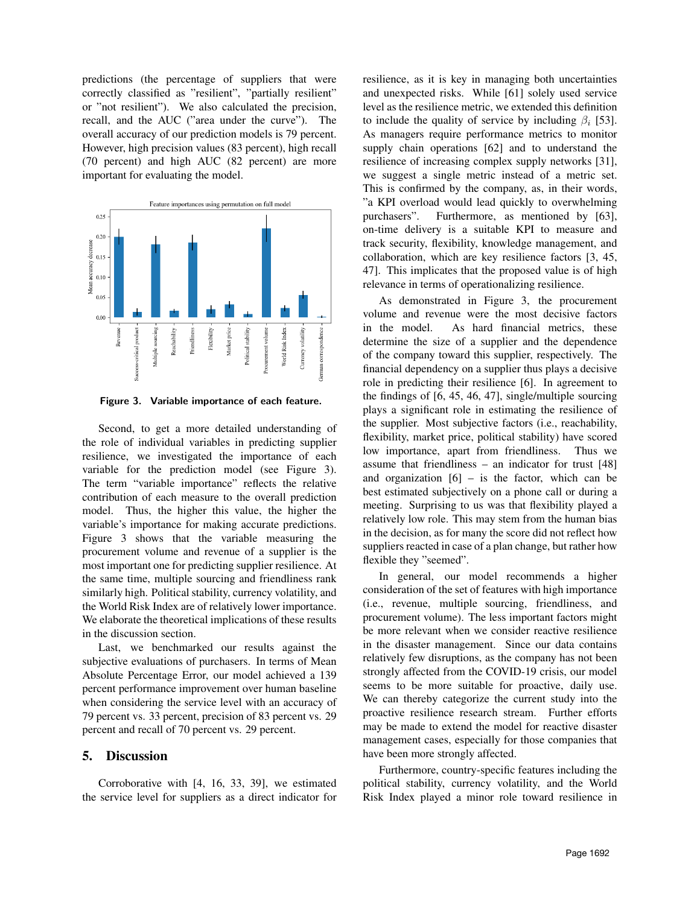predictions (the percentage of suppliers that were correctly classified as "resilient", "partially resilient" or "not resilient"). We also calculated the precision, recall, and the AUC ("area under the curve"). The overall accuracy of our prediction models is 79 percent. However, high precision values (83 percent), high recall (70 percent) and high AUC (82 percent) are more important for evaluating the model.

**Figure 3. Variable importance of each feature.**

Second, to get a more detailed understanding of the role of individual variables in predicting supplier resilience, we investigated the importance of each variable for the prediction model (see Figure 3). The term "variable importance" reflects the relative contribution of each measure to the overall prediction model. Thus, the higher this value, the higher the variable's importance for making accurate predictions. Figure 3 shows that the variable measuring the procurement volume and revenue of a supplier is the most important one for predicting supplier resilience. At the same time, multiple sourcing and friendliness rank similarly high. Political stability, currency volatility, and the World Risk Index are of relatively lower importance. We elaborate the theoretical implications of these results in the discussion section.

Last, we benchmarked our results against the subjective evaluations of purchasers. In terms of Mean Absolute Percentage Error, our model achieved a 139 percent performance improvement over human baseline when considering the service level with an accuracy of 79 percent vs. 33 percent, precision of 83 percent vs. 29 percent and recall of 70 percent vs. 29 percent.

## 5. Discussion

Corroborative with [4, 16, 33, 39], we estimated the service level for suppliers as a direct indicator for resilience, as it is key in managing both uncertainties and unexpected risks. While [61] solely used service level as the resilience metric, we extended this definition to include the quality of service by including $\beta_i$ [53]. As managers require performance metrics to monitor supply chain operations [62] and to understand the resilience of increasing complex supply networks [31], we suggest a single metric instead of a metric set. This is confirmed by the company, as, in their words, "a KPI overload would lead quickly to overwhelming purchasers". Furthermore, as mentioned by [63], on-time delivery is a suitable KPI to measure and track security, flexibility, knowledge management, and collaboration, which are key resilience factors [3, 45, 47]. This implicates that the proposed value is of high relevance in terms of operationalizing resilience.

As demonstrated in Figure 3, the procurement volume and revenue were the most decisive factors in the model. As hard financial metrics, these determine the size of a supplier and the dependence of the company toward this supplier, respectively. The financial dependency on a supplier thus plays a decisive role in predicting their resilience [6]. In agreement to the findings of [6, 45, 46, 47], single/multiple sourcing plays a significant role in estimating the resilience of the supplier. Most subjective factors (i.e., reachability, flexibility, market price, political stability) have scored low importance, apart from friendliness. Thus we assume that friendliness – an indicator for trust [48] and organization [6] – is the factor, which can be best estimated subjectively on a phone call or during a meeting. Surprising to us was that flexibility played a relatively low role. This may stem from the human bias in the decision, as for many the score did not reflect how suppliers reacted in case of a plan change, but rather how flexible they "seemed".

In general, our model recommends a higher consideration of the set of features with high importance (i.e., revenue, multiple sourcing, friendliness, and procurement volume). The less important factors might be more relevant when we consider reactive resilience in the disaster management. Since our data contains relatively few disruptions, as the company has not been strongly affected from the COVID-19 crisis, our model seems to be more suitable for proactive, daily use. We can thereby categorize the current study into the proactive resilience research stream. Further efforts may be made to extend the model for reactive disaster management cases, especially for those companies that have been more strongly affected.

Furthermore, country-specific features including the political stability, currency volatility, and the World Risk Index played a minor role toward resilience in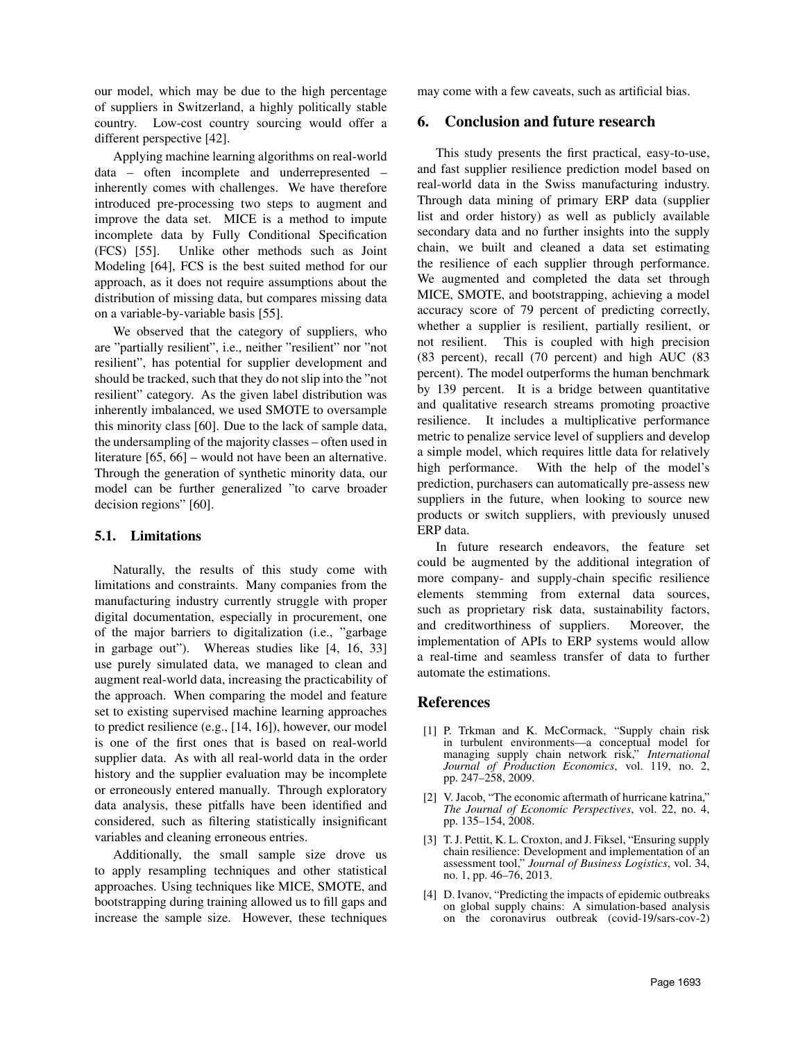our model, which may be due to the high percentage of suppliers in Switzerland, a highly politically stable country. Low-cost country sourcing would offer a different perspective [42].

Applying machine learning algorithms on real-world data – often incomplete and underrepresented – inherently comes with challenges. We have therefore introduced pre-processing two steps to augment and improve the data set. MICE is a method to impute incomplete data by Fully Conditional Specification (FCS) [55]. Unlike other methods such as Joint Modeling [64], FCS is the best suited method for our approach, as it does not require assumptions about the distribution of missing data, but compares missing data on a variable-by-variable basis [55].

We observed that the category of suppliers, who are "partially resilient", i.e., neither "resilient" nor "not resilient", has potential for supplier development and should be tracked, such that they do not slip into the "not resilient" category. As the given label distribution was inherently imbalanced, we used SMOTE to oversample this minority class [60]. Due to the lack of sample data, the undersampling of the majority classes – often used in literature [65, 66] – would not have been an alternative. Through the generation of synthetic minority data, our model can be further generalized "to carve broader decision regions" [60].

### 5.1. Limitations

Naturally, the results of this study come with limitations and constraints. Many companies from the manufacturing industry currently struggle with proper digital documentation, especially in procurement, one of the major barriers to digitalization (i.e., "garbage in garbage out"). Whereas studies like [4, 16, 33] use purely simulated data, we managed to clean and augment real-world data, increasing the practicability of the approach. When comparing the model and feature set to existing supervised machine learning approaches to predict resilience (e.g., [14, 16]), however, our model is one of the first ones that is based on real-world supplier data. As with all real-world data in the order history and the supplier evaluation may be incomplete or erroneously entered manually. Through exploratory data analysis, these pitfalls have been identified and considered, such as filtering statistically insignificant variables and cleaning erroneous entries.

Additionally, the small sample size drove us to apply resampling techniques and other statistical approaches. Using techniques like MICE, SMOTE, and bootstrapping during training allowed us to fill gaps and increase the sample size. However, these techniques may come with a few caveats, such as artificial bias.

## 6. Conclusion and future research

This study presents the first practical, easy-to-use, and fast supplier resilience prediction model based on real-world data in the Swiss manufacturing industry. Through data mining of primary ERP data (supplier list and order history) as well as publicly available secondary data and no further insights into the supply chain, we built and cleaned a data set estimating the resilience of each supplier through performance. We augmented and completed the data set through MICE, SMOTE, and bootstrapping, achieving a model accuracy score of 79 percent of predicting correctly, whether a supplier is resilient, partially resilient, or not resilient. This is coupled with high precision (83 percent), recall (70 percent) and high AUC (83 percent). The model outperforms the human benchmark by 139 percent. It is a bridge between quantitative and qualitative research streams promoting proactive resilience. It includes a multiplicative performance metric to penalize service level of suppliers and develop a simple model, which requires little data for relatively high performance. With the help of the model's prediction, purchasers can automatically pre-assess new suppliers in the future, when looking to source new products or switch suppliers, with previously unused ERP data.

In future research endeavors, the feature set could be augmented by the additional integration of more company- and supply-chain specific resilience elements stemming from external data sources, such as proprietary risk data, sustainability factors, and creditworthiness of suppliers. Moreover, the implementation of APIs to ERP systems would allow a real-time and seamless transfer of data to further automate the estimations.

## References

[1] P. Trkman and K. McCormack, "Supply chain risk in turbulent environments—a conceptual model for managing supply chain network risk," *International Journal of Production Economics*, vol. 119, no. 2, pp. 247–258, 2009.

[2] V. Jacob, "The economic aftermath of hurricane katrina," *The Journal of Economic Perspectives*, vol. 22, no. 4, pp. 135–154, 2008.

[3] T. J. Pettit, K. L. Croxton, and J. Fiksel, "Ensuring supply chain resilience: Development and implementation of an assessment tool," *Journal of Business Logistics*, vol. 34, no. 1, pp. 46–76, 2013.

[4] D. Ivanov, "Predicting the impacts of epidemic outbreaks on global supply chains: A simulation-based analysis on the coronavirus outbreak (covid-19/sars-cov-2)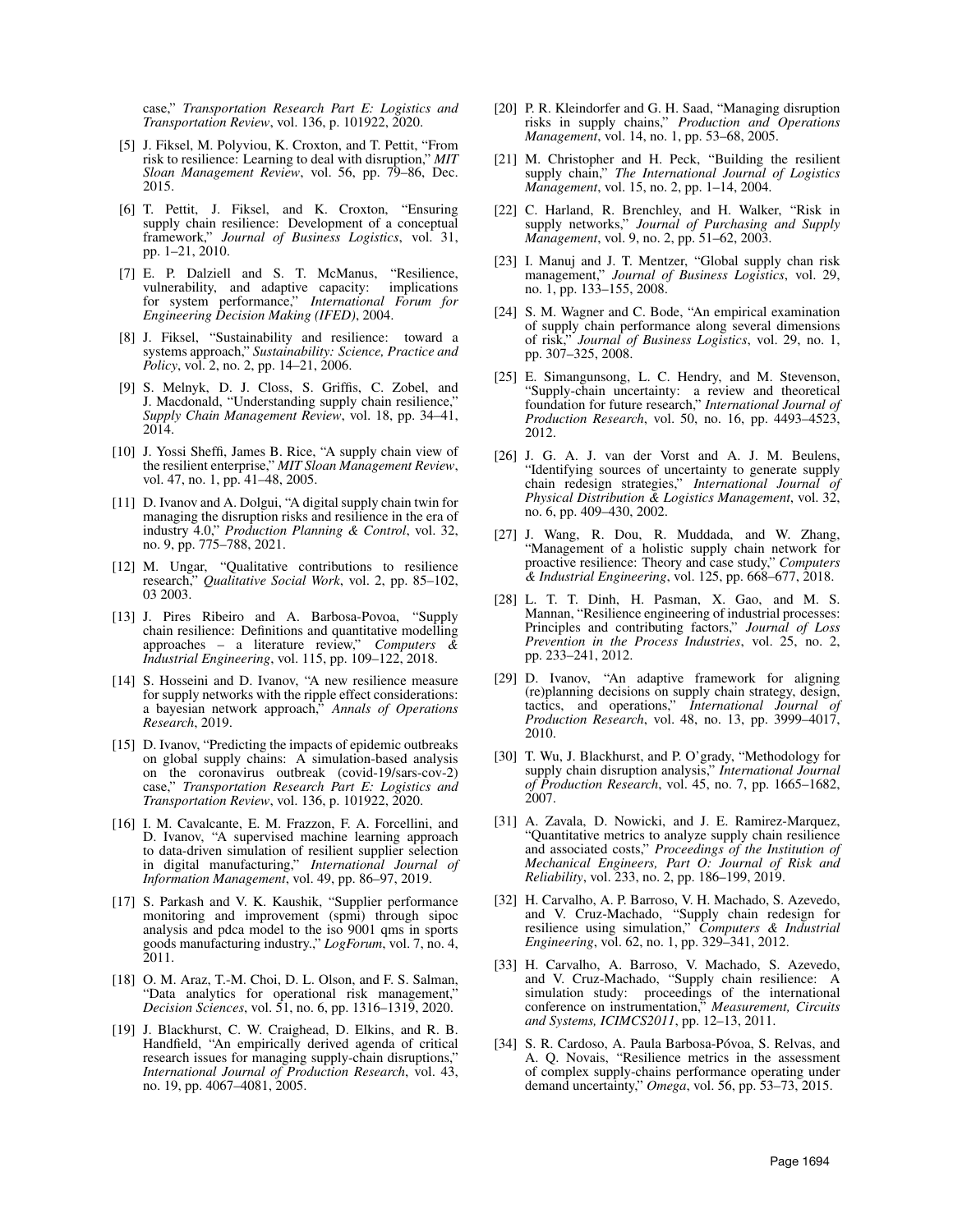case," *Transportation Research Part E: Logistics and Transportation Review*, vol. 136, p. 101922, 2020.

[5] J. Fiksel, M. Polyviou, K. Croxton, and T. Pettit, "From risk to resilience: Learning to deal with disruption," *MIT Sloan Management Review*, vol. 56, pp. 79–86, Dec. 2015.

[6] T. Pettit, J. Fiksel, and K. Croxton, "Ensuring supply chain resilience: Development of a conceptual framework," *Journal of Business Logistics*, vol. 31, pp. 1–21, 2010.

[7] E. P. Dalziell and S. T. McManus, "Resilience, vulnerability, and adaptive capacity: implications for system performance," *International Forum for Engineering Decision Making (IFED)*, 2004.

[8] J. Fiksel, "Sustainability and resilience: toward a systems approach," *Sustainability: Science, Practice and Policy*, vol. 2, no. 2, pp. 14–21, 2006.

[9] S. Melnyk, D. J. Closs, S. Griffis, C. Zobel, and J. Macdonald, "Understanding supply chain resilience," *Supply Chain Management Review*, vol. 18, pp. 34–41, 2014.

[10] J. Yossi Sheffi, James B. Rice, "A supply chain view of the resilient enterprise," *MIT Sloan Management Review*, vol. 47, no. 1, pp. 41–48, 2005.

[11] D. Ivanov and A. Dolgui, "A digital supply chain twin for managing the disruption risks and resilience in the era of industry 4.0," *Production Planning & Control*, vol. 32, no. 9, pp. 775–788, 2021.

[12] M. Ungar, "Qualitative contributions to resilience research," *Qualitative Social Work*, vol. 2, pp. 85–102, 03 2003.

[13] J. Pires Ribeiro and A. Barbosa-Povoa, "Supply chain resilience: Definitions and quantitative modelling approaches – a literature review," *Computers & Industrial Engineering*, vol. 115, pp. 109–122, 2018.

[14] S. Hosseini and D. Ivanov, "A new resilience measure for supply networks with the ripple effect considerations: a bayesian network approach," *Annals of Operations Research*, 2019.

[15] D. Ivanov, "Predicting the impacts of epidemic outbreaks on global supply chains: A simulation-based analysis on the coronavirus outbreak (covid-19/sars-cov-2) case," *Transportation Research Part E: Logistics and Transportation Review*, vol. 136, p. 101922, 2020.

[16] I. M. Cavalcante, E. M. Frazzon, F. A. Forcellini, and D. Ivanov, "A supervised machine learning approach to data-driven simulation of resilient supplier selection in digital manufacturing," *International Journal of Information Management*, vol. 49, pp. 86–97, 2019.

[17] S. Parkash and V. K. Kaushik, "Supplier performance monitoring and improvement (spmi) through sipoc analysis and pdca model to the iso 9001 qms in sports goods manufacturing industry.," *LogForum*, vol. 7, no. 4, 2011.

[18] O. M. Araz, T.-M. Choi, D. L. Olson, and F. S. Salman, "Data analytics for operational risk management," *Decision Sciences*, vol. 51, no. 6, pp. 1316–1319, 2020.

[19] J. Blackhurst, C. W. Craighead, D. Elkins, and R. B. Handfield, "An empirically derived agenda of critical research issues for managing supply-chain disruptions," *International Journal of Production Research*, vol. 43, no. 19, pp. 4067–4081, 2005.

[20] P. R. Kleindorfer and G. H. Saad, "Managing disruption risks in supply chains," *Production and Operations Management*, vol. 14, no. 1, pp. 53–68, 2005.

[21] M. Christopher and H. Peck, "Building the resilient supply chain," *The International Journal of Logistics Management*, vol. 15, no. 2, pp. 1–14, 2004.

[22] C. Harland, R. Brenchley, and H. Walker, "Risk in supply networks," *Journal of Purchasing and Supply Management*, vol. 9, no. 2, pp. 51–62, 2003.

[23] I. Manuj and J. T. Mentzer, "Global supply chan risk management," *Journal of Business Logistics*, vol. 29, no. 1, pp. 133–155, 2008.

[24] S. M. Wagner and C. Bode, "An empirical examination of supply chain performance along several dimensions of risk," *Journal of Business Logistics*, vol. 29, no. 1, pp. 307–325, 2008.

[25] E. Simangunsong, L. C. Hendry, and M. Stevenson, "Supply-chain uncertainty: a review and theoretical foundation for future research," *International Journal of Production Research*, vol. 50, no. 16, pp. 4493–4523, 2012.

[26] J. G. A. J. van der Vorst and A. J. M. Beulens, "Identifying sources of uncertainty to generate supply chain redesign strategies," *International Journal of Physical Distribution & Logistics Management*, vol. 32, no. 6, pp. 409–430, 2002.

[27] J. Wang, R. Dou, R. Muddada, and W. Zhang, "Management of a holistic supply chain network for proactive resilience: Theory and case study," *Computers & Industrial Engineering*, vol. 125, pp. 668–677, 2018.

[28] L. T. T. Dinh, H. Pasman, X. Gao, and M. S. Mannan, "Resilience engineering of industrial processes: Principles and contributing factors," *Journal of Loss Prevention in the Process Industries*, vol. 25, no. 2, pp. 233–241, 2012.

[29] D. Ivanov, "An adaptive framework for aligning (re)planning decisions on supply chain strategy, design, tactics, and operations," *International Journal of Production Research*, vol. 48, no. 13, pp. 3999–4017, 2010.

[30] T. Wu, J. Blackhurst, and P. O'grady, "Methodology for supply chain disruption analysis," *International Journal of Production Research*, vol. 45, no. 7, pp. 1665–1682, 2007.

[31] A. Zavala, D. Nowicki, and J. E. Ramirez-Marquez, "Quantitative metrics to analyze supply chain resilience and associated costs," *Proceedings of the Institution of Mechanical Engineers, Part O: Journal of Risk and Reliability*, vol. 233, no. 2, pp. 186–199, 2019.

[32] H. Carvalho, A. P. Barroso, V. H. Machado, S. Azevedo, and V. Cruz-Machado, "Supply chain redesign for resilience using simulation," *Computers & Industrial Engineering*, vol. 62, no. 1, pp. 329–341, 2012.

[33] H. Carvalho, A. Barroso, V. Machado, S. Azevedo, and V. Cruz-Machado, "Supply chain resilience: A simulation study: proceedings of the international conference on instrumentation," *Measurement, Circuits and Systems, ICIMCS2011*, pp. 12–13, 2011.

[34] S. R. Cardoso, A. Paula Barbosa-Póvoa, S. Relvas, and A. Q. Novais, "Resilience metrics in the assessment of complex supply-chains performance operating under demand uncertainty," *Omega*, vol. 56, pp. 53–73, 2015.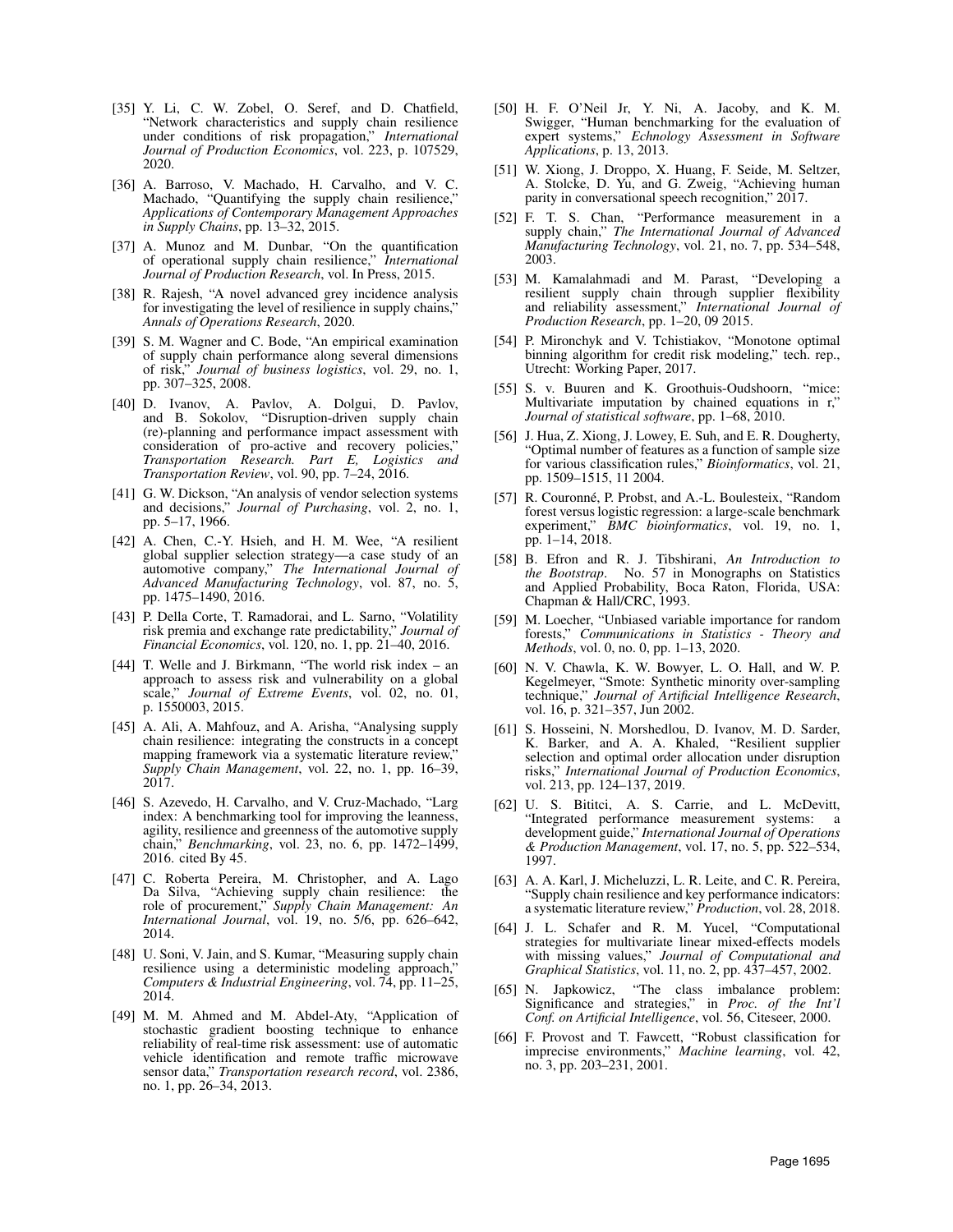[35] Y. Li, C. W. Zobel, O. Seref, and D. Chatfield, "Network characteristics and supply chain resilience under conditions of risk propagation," *International Journal of Production Economics*, vol. 223, p. 107529, 2020.

[36] A. Barroso, V. Machado, H. Carvalho, and V. C. Machado, "Quantifying the supply chain resilience," *Applications of Contemporary Management Approaches in Supply Chains*, pp. 13–32, 2015.

[37] A. Munoz and M. Dunbar, "On the quantification of operational supply chain resilience," *International Journal of Production Research*, vol. In Press, 2015.

[38] R. Rajesh, "A novel advanced grey incidence analysis for investigating the level of resilience in supply chains," *Annals of Operations Research*, 2020.

[39] S. M. Wagner and C. Bode, "An empirical examination of supply chain performance along several dimensions of risk," *Journal of business logistics*, vol. 29, no. 1, pp. 307–325, 2008.

[40] D. Ivanov, A. Pavlov, A. Dolgui, D. Pavlov, and B. Sokolov, "Disruption-driven supply chain (re)-planning and performance impact assessment with consideration of pro-active and recovery policies," *Transportation Research. Part E, Logistics and Transportation Review*, vol. 90, pp. 7–24, 2016.

[41] G. W. Dickson, "An analysis of vendor selection systems and decisions," *Journal of Purchasing*, vol. 2, no. 1, pp. 5–17, 1966.

[42] A. Chen, C.-Y. Hsieh, and H. M. Wee, "A resilient global supplier selection strategy—a case study of an automotive company," *The International Journal of Advanced Manufacturing Technology*, vol. 87, no. 5, pp. 1475–1490, 2016.

[43] P. Della Corte, T. Ramadorai, and L. Sarno, "Volatility risk premia and exchange rate predictability," *Journal of Financial Economics*, vol. 120, no. 1, pp. 21–40, 2016.

[44] T. Welle and J. Birkmann, "The world risk index – an approach to assess risk and vulnerability on a global scale," *Journal of Extreme Events*, vol. 02, no. 01, p. 1550003, 2015.

[45] A. Ali, A. Mahfouz, and A. Arisha, "Analysing supply chain resilience: integrating the constructs in a concept mapping framework via a systematic literature review," *Supply Chain Management*, vol. 22, no. 1, pp. 16–39, 2017.

[46] S. Azevedo, H. Carvalho, and V. Cruz-Machado, "Larg index: A benchmarking tool for improving the leanness, agility, resilience and greenness of the automotive supply chain," *Benchmarking*, vol. 23, no. 6, pp. 1472–1499, 2016. cited By 45.

[47] C. Roberta Pereira, M. Christopher, and A. Lago Da Silva, "Achieving supply chain resilience: the role of procurement," *Supply Chain Management: An International Journal*, vol. 19, no. 5/6, pp. 626–642, 2014.

[48] U. Soni, V. Jain, and S. Kumar, "Measuring supply chain resilience using a deterministic modeling approach," *Computers & Industrial Engineering*, vol. 74, pp. 11–25, 2014.

[49] M. M. Ahmed and M. Abdel-Aty, "Application of stochastic gradient boosting technique to enhance reliability of real-time risk assessment: use of automatic vehicle identification and remote traffic microwave sensor data," *Transportation research record*, vol. 2386, no. 1, pp. 26–34, 2013.

[50] H. F. O'Neil Jr, Y. Ni, A. Jacoby, and K. M. Swigger, "Human benchmarking for the evaluation of expert systems," *Echnology Assessment in Software Applications*, p. 13, 2013.

[51] W. Xiong, J. Droppo, X. Huang, F. Seide, M. Seltzer, A. Stolcke, D. Yu, and G. Zweig, "Achieving human parity in conversational speech recognition," 2017.

[52] F. T. S. Chan, "Performance measurement in a supply chain," *The International Journal of Advanced Manufacturing Technology*, vol. 21, no. 7, pp. 534–548, 2003.

[53] M. Kamalahmadi and M. Parast, "Developing a resilient supply chain through supplier flexibility and reliability assessment," *International Journal of Production Research*, pp. 1–20, 09 2015.

[54] P. Mironchyk and V. Tchistiakov, "Monotone optimal binning algorithm for credit risk modeling," tech. rep., Utrecht: Working Paper, 2017.

[55] S. v. Buuren and K. Groothuis-Oudshoorn, "mice: Multivariate imputation by chained equations in r," *Journal of statistical software*, pp. 1–68, 2010.

[56] J. Hua, Z. Xiong, J. Lowey, E. Suh, and E. R. Dougherty, "Optimal number of features as a function of sample size for various classification rules," *Bioinformatics*, vol. 21, pp. 1509–1515, 11 2004.

[57] R. Couronné, P. Probst, and A.-L. Boulesteix, "Random forest versus logistic regression: a large-scale benchmark experiment," *BMC bioinformatics*, vol. 19, no. 1, pp. 1–14, 2018.

[58] B. Efron and R. J. Tibshirani, *An Introduction to the Bootstrap*. No. 57 in Monographs on Statistics and Applied Probability, Boca Raton, Florida, USA: Chapman & Hall/CRC, 1993.

[59] M. Loecher, "Unbiased variable importance for random forests," *Communications in Statistics - Theory and Methods*, vol. 0, no. 0, pp. 1–13, 2020.

[60] N. V. Chawla, K. W. Bowyer, L. O. Hall, and W. P. Kegelmeyer, "Smote: Synthetic minority over-sampling technique," *Journal of Artificial Intelligence Research*, vol. 16, p. 321–357, Jun 2002.

[61] S. Hosseini, N. Morshedlou, D. Ivanov, M. D. Sarder, K. Barker, and A. A. Khaled, "Resilient supplier selection and optimal order allocation under disruption risks," *International Journal of Production Economics*, vol. 213, pp. 124–137, 2019.

[62] U. S. Bititci, A. S. Carrie, and L. McDevitt, "Integrated performance measurement systems: a development guide," *International Journal of Operations & Production Management*, vol. 17, no. 5, pp. 522–534, 1997.

[63] A. A. Karl, J. Micheluzzi, L. R. Leite, and C. R. Pereira, "Supply chain resilience and key performance indicators: a systematic literature review," *Production*, vol. 28, 2018.

[64] J. L. Schafer and R. M. Yucel, "Computational strategies for multivariate linear mixed-effects models with missing values," *Journal of Computational and Graphical Statistics*, vol. 11, no. 2, pp. 437–457, 2002.

[65] N. Japkowicz, "The class imbalance problem: Significance and strategies," in *Proc. of the Int'l Conf. on Artificial Intelligence*, vol. 56, Citeseer, 2000.

[66] F. Provost and T. Fawcett, "Robust classification for imprecise environments," *Machine learning*, vol. 42, no. 3, pp. 203–231, 2001.